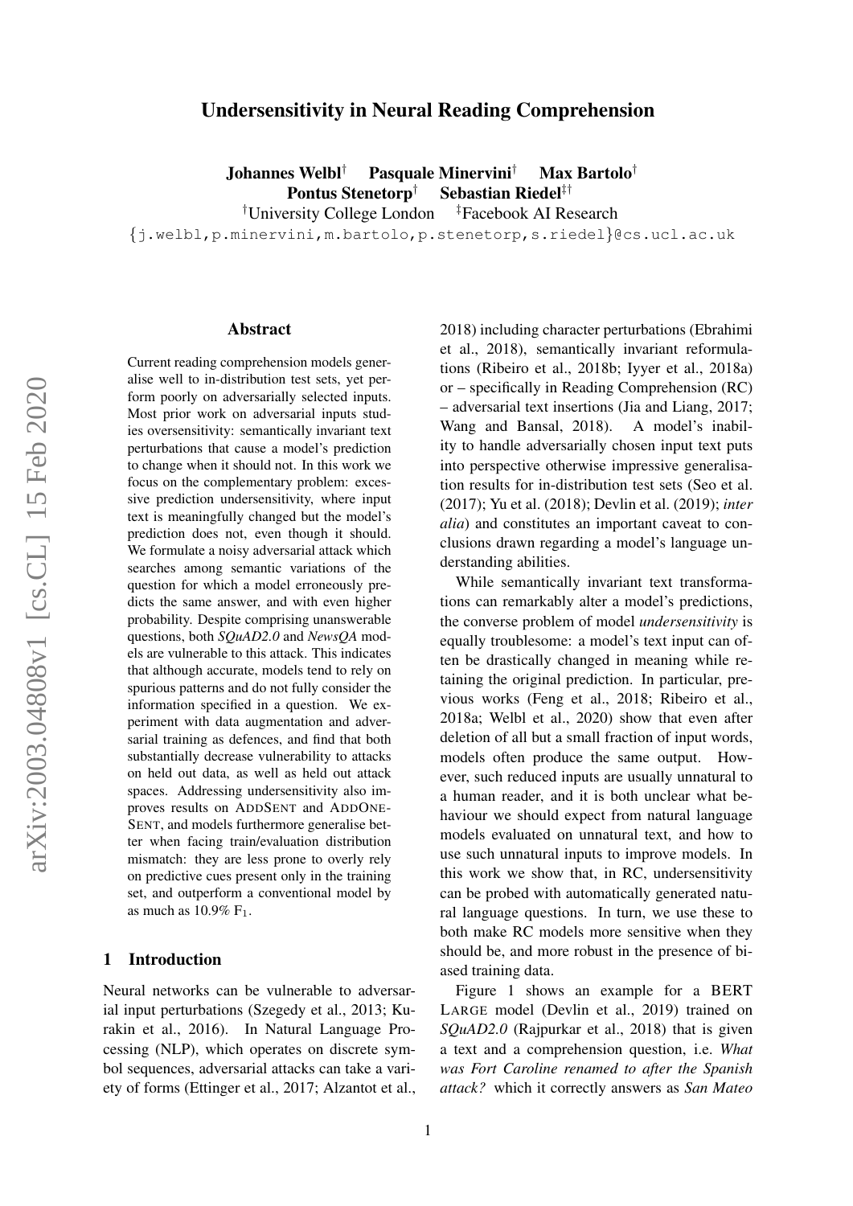# Undersensitivity in Neural Reading Comprehension

**Johannes Welbl**[†] **Pasquale Minervini**[†] **Max Bartolo**[†]
**Pontus Stenetorp**[†] **Sebastian Riedel**[‡†]

[†]University College London [‡]Facebook AI Research

{j.welbl,p.minervini,m.bartolo,p.stenetorp,s.riedel}@cs.ucl.ac.uk

## Abstract

Current reading comprehension models generalise well to in-distribution test sets, yet perform poorly on adversarially selected inputs. Most prior work on adversarial inputs studies oversensitivity: semantically invariant text perturbations that cause a model's prediction to change when it should not. In this work we focus on the complementary problem: excessive prediction undersensitivity, where input text is meaningfully changed but the model's prediction does not, even though it should. We formulate a noisy adversarial attack which searches among semantic variations of the question for which a model erroneously predicts the same answer, and with even higher probability. Despite comprising unanswerable questions, both *SQuAD2.0* and *NewsQA* models are vulnerable to this attack. This indicates that although accurate, models tend to rely on spurious patterns and do not fully consider the information specified in a question. We experiment with data augmentation and adversarial training as defences, and find that both substantially decrease vulnerability to attacks on held out data, as well as held out attack spaces. Addressing undersensitivity also improves results on ADDSENT and ADDONESENT, and models furthermore generalise better when facing train/evaluation distribution mismatch: they are less prone to overly rely on predictive cues present only in the training set, and outperform a conventional model by as much as 10.9% $F_1$.

## 1 Introduction

Neural networks can be vulnerable to adversarial input perturbations (Szegedy et al., 2013; Kurakin et al., 2016). In Natural Language Processing (NLP), which operates on discrete symbol sequences, adversarial attacks can take a variety of forms (Ettinger et al., 2017; Alzantot et al., 2018) including character perturbations (Ebrahimi et al., 2018), semantically invariant reformulations (Ribeiro et al., 2018b; Iyyer et al., 2018a) or – specifically in Reading Comprehension (RC) – adversarial text insertions (Jia and Liang, 2017; Wang and Bansal, 2018). A model's inability to handle adversarially chosen input text puts into perspective otherwise impressive generalisation results for in-distribution test sets (Seo et al. (2017); Yu et al. (2018); Devlin et al. (2019); *inter alia*) and constitutes an important caveat to conclusions drawn regarding a model's language understanding abilities.

While semantically invariant text transformations can remarkably alter a model's predictions, the converse problem of model *undersensitivity* is equally troublesome: a model's text input can often be drastically changed in meaning while retaining the original prediction. In particular, previous works (Feng et al., 2018; Ribeiro et al., 2018a; Welbl et al., 2020) show that even after deletion of all but a small fraction of input words, models often produce the same output. However, such reduced inputs are usually unnatural to a human reader, and it is both unclear what behaviour we should expect from natural language models evaluated on unnatural text, and how to use such unnatural inputs to improve models. In this work we show that, in RC, undersensitivity can be probed with automatically generated natural language questions. In turn, we use these to both make RC models more sensitive when they should be, and more robust in the presence of biased training data.

Figure 1 shows an example for a BERT LARGE model (Devlin et al., 2019) trained on *SQuAD2.0* (Rajpurkar et al., 2018) that is given a text and a comprehension question, i.e. *What was Fort Caroline renamed to after the Spanish attack?* which it correctly answers as *San Mateo*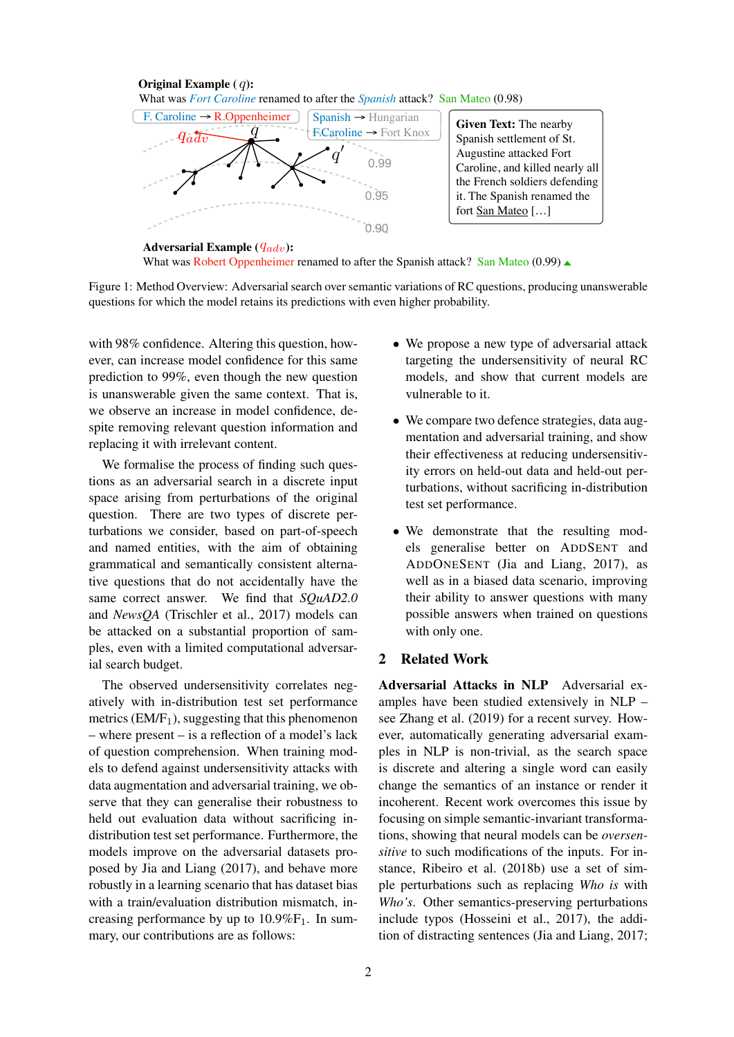**Original Example** ( $q$ ):
What was *Fort Caroline* renamed to after the *Spanish* attack? San Mateo (0.98)

F. Caroline → R.Oppenheimer

Spanish → Hungarian
F.Caroline → Fort Knox

**Given Text:** The nearby Spanish settlement of St. Augustine attacked Fort Caroline, and killed nearly all the French soldiers defending it. The Spanish renamed the fort San Mateo […]

**Adversarial Example** ( $q_{adv}$ ):
What was Robert Oppenheimer renamed to after the Spanish attack? San Mateo (0.99) ▲

Figure 1: Method Overview: Adversarial search over semantic variations of RC questions, producing unanswerable questions for which the model retains its predictions with even higher probability.

with 98% confidence. Altering this question, however, can increase model confidence for this same prediction to 99%, even though the new question is unanswerable given the same context. That is, we observe an increase in model confidence, despite removing relevant question information and replacing it with irrelevant content.

We formalise the process of finding such questions as an adversarial search in a discrete input space arising from perturbations of the original question. There are two types of discrete perturbations we consider, based on part-of-speech and named entities, with the aim of obtaining grammatical and semantically consistent alternative questions that do not accidentally have the same correct answer. We find that *SQuAD2.0* and *NewsQA* (Trischler et al., 2017) models can be attacked on a substantial proportion of samples, even with a limited computational adversarial search budget.

The observed undersensitivity correlates negatively with in-distribution test set performance metrics (EM/$F_1$), suggesting that this phenomenon – where present – is a reflection of a model's lack of question comprehension. When training models to defend against undersensitivity attacks with data augmentation and adversarial training, we observe that they can generalise their robustness to held out evaluation data without sacrificing in-distribution test set performance. Furthermore, the models improve on the adversarial datasets proposed by Jia and Liang (2017), and behave more robustly in a learning scenario that has dataset bias with a train/evaluation distribution mismatch, increasing performance by up to 10.9%$F_1$. In summary, our contributions are as follows:

- We propose a new type of adversarial attack targeting the undersensitivity of neural RC models, and show that current models are vulnerable to it.
- We compare two defence strategies, data augmentation and adversarial training, and show their effectiveness at reducing undersensitivity errors on held-out data and held-out perturbations, without sacrificing in-distribution test set performance.
- We demonstrate that the resulting models generalise better on ADDSENT and ADDONESENT (Jia and Liang, 2017), as well as in a biased data scenario, improving their ability to answer questions with many possible answers when trained on questions with only one.

## 2 Related Work

**Adversarial Attacks in NLP** Adversarial examples have been studied extensively in NLP – see Zhang et al. (2019) for a recent survey. However, automatically generating adversarial examples in NLP is non-trivial, as the search space is discrete and altering a single word can easily change the semantics of an instance or render it incoherent. Recent work overcomes this issue by focusing on simple semantic-invariant transformations, showing that neural models can be *oversensitive* to such modifications of the inputs. For instance, Ribeiro et al. (2018b) use a set of simple perturbations such as replacing *Who is* with *Who's*. Other semantics-preserving perturbations include typos (Hosseini et al., 2017), the addition of distracting sentences (Jia and Liang, 2017;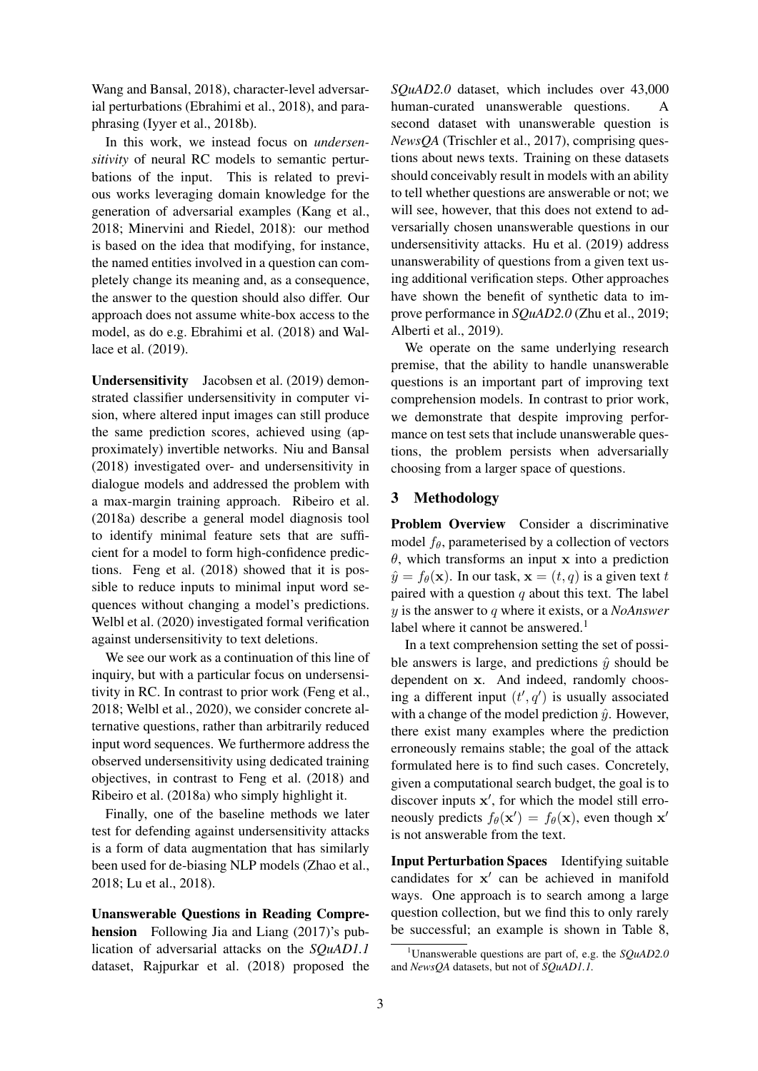Wang and Bansal, 2018), character-level adversarial perturbations (Ebrahimi et al., 2018), and paraphrasing (Iyyer et al., 2018b).

In this work, we instead focus on *undersensitivity* of neural RC models to semantic perturbations of the input. This is related to previous works leveraging domain knowledge for the generation of adversarial examples (Kang et al., 2018; Minervini and Riedel, 2018): our method is based on the idea that modifying, for instance, the named entities involved in a question can completely change its meaning and, as a consequence, the answer to the question should also differ. Our approach does not assume white-box access to the model, as do e.g. Ebrahimi et al. (2018) and Wallace et al. (2019).

**Undersensitivity** Jacobsen et al. (2019) demonstrated classifier undersensitivity in computer vision, where altered input images can still produce the same prediction scores, achieved using (approximately) invertible networks. Niu and Bansal (2018) investigated over- and undersensitivity in dialogue models and addressed the problem with a max-margin training approach. Ribeiro et al. (2018a) describe a general model diagnosis tool to identify minimal feature sets that are sufficient for a model to form high-confidence predictions. Feng et al. (2018) showed that it is possible to reduce inputs to minimal input word sequences without changing a model's predictions. Welbl et al. (2020) investigated formal verification against undersensitivity to text deletions.

We see our work as a continuation of this line of inquiry, but with a particular focus on undersensitivity in RC. In contrast to prior work (Feng et al., 2018; Welbl et al., 2020), we consider concrete alternative questions, rather than arbitrarily reduced input word sequences. We furthermore address the observed undersensitivity using dedicated training objectives, in contrast to Feng et al. (2018) and Ribeiro et al. (2018a) who simply highlight it.

Finally, one of the baseline methods we later test for defending against undersensitivity attacks is a form of data augmentation that has similarly been used for de-biasing NLP models (Zhao et al., 2018; Lu et al., 2018).

**Unanswerable Questions in Reading Comprehension** Following Jia and Liang (2017)'s publication of adversarial attacks on the *SQuAD1.1* dataset, Rajpurkar et al. (2018) proposed the *SQuAD2.0* dataset, which includes over 43,000 human-curated unanswerable questions. A second dataset with unanswerable question is *NewsQA* (Trischler et al., 2017), comprising questions about news texts. Training on these datasets should conceivably result in models with an ability to tell whether questions are answerable or not; we will see, however, that this does not extend to adversarially chosen unanswerable questions in our undersensitivity attacks. Hu et al. (2019) address unanswerability of questions from a given text using additional verification steps. Other approaches have shown the benefit of synthetic data to improve performance in *SQuAD2.0* (Zhu et al., 2019; Alberti et al., 2019).

We operate on the same underlying research premise, that the ability to handle unanswerable questions is an important part of improving text comprehension models. In contrast to prior work, we demonstrate that despite improving performance on test sets that include unanswerable questions, the problem persists when adversarially choosing from a larger space of questions.

## 3 Methodology

**Problem Overview** Consider a discriminative model $f_\theta$, parameterised by a collection of vectors $\theta$, which transforms an input $\mathbf{x}$ into a prediction $\hat{y} = f_\theta(\mathbf{x})$. In our task, $\mathbf{x} = (t, q)$ is a given text $t$ paired with a question $q$ about this text. The label $y$ is the answer to $q$ where it exists, or a *NoAnswer* label where it cannot be answered.[1]

In a text comprehension setting the set of possible answers is large, and predictions $\hat{y}$ should be dependent on $\mathbf{x}$. And indeed, randomly choosing a different input $(t', q')$ is usually associated with a change of the model prediction $\hat{y}$. However, there exist many examples where the prediction erroneously remains stable; the goal of the attack formulated here is to find such cases. Concretely, given a computational search budget, the goal is to discover inputs $\mathbf{x}'$, for which the model still erroneously predicts $f_\theta(\mathbf{x}') = f_\theta(\mathbf{x})$, even though $\mathbf{x}'$ is not answerable from the text.

**Input Perturbation Spaces** Identifying suitable candidates for $\mathbf{x}'$ can be achieved in manifold ways. One approach is to search among a large question collection, but we find this to only rarely be successful; an example is shown in Table 8,

[1] Unanswerable questions are part of, e.g. the *SQuAD2.0* and *NewsQA* datasets, but not of *SQuAD1.1*.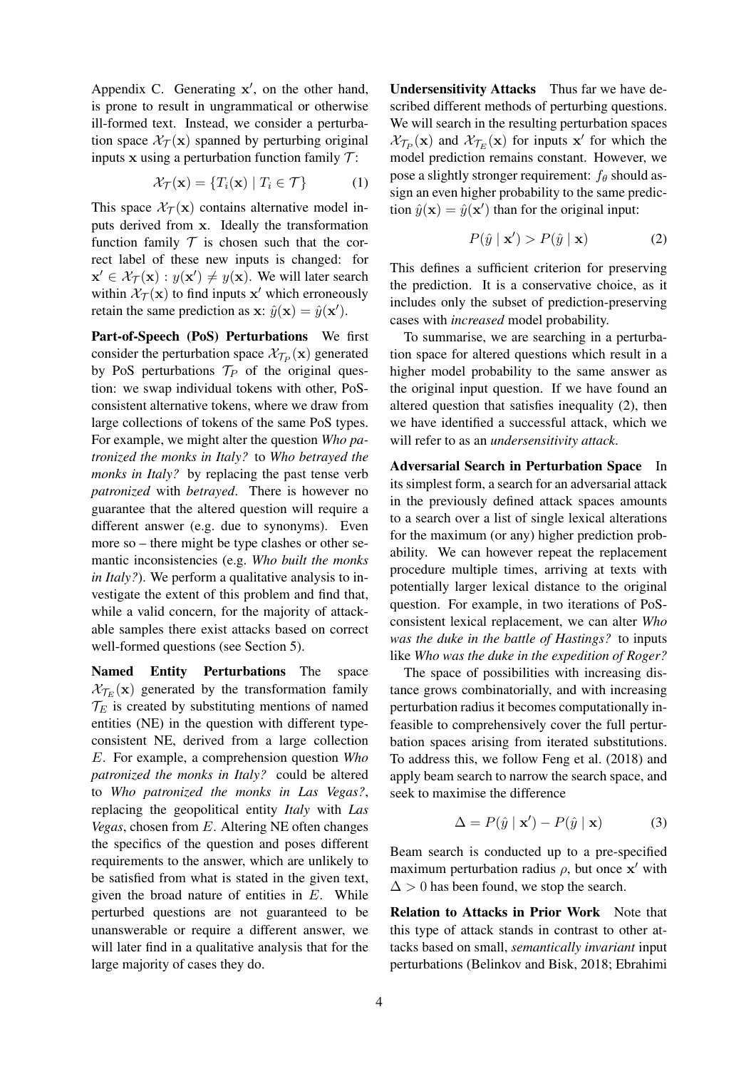Appendix C. Generating $\mathbf{x}'$, on the other hand, is prone to result in ungrammatical or otherwise ill-formed text. Instead, we consider a perturbation space $\mathcal{X}_{\mathcal{T}}(\mathbf{x})$ spanned by perturbing original inputs $\mathbf{x}$ using a perturbation function family $\mathcal{T}$:

$$\mathcal{X}_{\mathcal{T}}(\mathbf{x}) = \{T_i(\mathbf{x}) \mid T_i \in \mathcal{T}\} \tag{1}$$

This space $\mathcal{X}_{\mathcal{T}}(\mathbf{x})$ contains alternative model inputs derived from $\mathbf{x}$. Ideally the transformation function family $\mathcal{T}$ is chosen such that the correct label of these new inputs is changed: for $\mathbf{x}' \in \mathcal{X}_{\mathcal{T}}(\mathbf{x}) : y(\mathbf{x}') \neq y(\mathbf{x})$. We will later search within $\mathcal{X}_{\mathcal{T}}(\mathbf{x})$ to find inputs $\mathbf{x}'$ which erroneously retain the same prediction as $\mathbf{x}$: $\hat{y}(\mathbf{x}) = \hat{y}(\mathbf{x}')$.

**Part-of-Speech (PoS) Perturbations** We first consider the perturbation space $\mathcal{X}_{\mathcal{T}_P}(\mathbf{x})$ generated by PoS perturbations $\mathcal{T}_P$ of the original question: we swap individual tokens with other, PoS-consistent alternative tokens, where we draw from large collections of tokens of the same PoS types. For example, we might alter the question *Who patronized the monks in Italy?* to *Who betrayed the monks in Italy?* by replacing the past tense verb *patronized* with *betrayed*. There is however no guarantee that the altered question will require a different answer (e.g. due to synonyms). Even more so – there might be type clashes or other semantic inconsistencies (e.g. *Who built the monks in Italy?*). We perform a qualitative analysis to investigate the extent of this problem and find that, while a valid concern, for the majority of attackable samples there exist attacks based on correct well-formed questions (see Section 5).

**Named Entity Perturbations** The space $\mathcal{X}_{\mathcal{T}_E}(\mathbf{x})$ generated by the transformation family $\mathcal{T}_E$ is created by substituting mentions of named entities (NE) in the question with different type-consistent NE, derived from a large collection $E$. For example, a comprehension question *Who patronized the monks in Italy?* could be altered to *Who patronized the monks in Las Vegas?*, replacing the geopolitical entity *Italy* with *Las Vegas*, chosen from $E$. Altering NE often changes the specifics of the question and poses different requirements to the answer, which are unlikely to be satisfied from what is stated in the given text, given the broad nature of entities in $E$. While perturbed questions are not guaranteed to be unanswerable or require a different answer, we will later find in a qualitative analysis that for the large majority of cases they do.

**Undersensitivity Attacks** Thus far we have described different methods of perturbing questions. We will search in the resulting perturbation spaces $\mathcal{X}_{\mathcal{T}_P}(\mathbf{x})$ and $\mathcal{X}_{\mathcal{T}_E}(\mathbf{x})$ for inputs $\mathbf{x}'$ for which the model prediction remains constant. However, we pose a slightly stronger requirement: $f_\theta$ should assign an even higher probability to the same prediction $\hat{y}(\mathbf{x}) = \hat{y}(\mathbf{x}')$ than for the original input:

$$P(\hat{y} \mid \mathbf{x}') > P(\hat{y} \mid \mathbf{x}) \tag{2}$$

This defines a sufficient criterion for preserving the prediction. It is a conservative choice, as it includes only the subset of prediction-preserving cases with *increased* model probability.

To summarise, we are searching in a perturbation space for altered questions which result in a higher model probability to the same answer as the original input question. If we have found an altered question that satisfies inequality (2), then we have identified a successful attack, which we will refer to as an *undersensitivity attack*.

**Adversarial Search in Perturbation Space** In its simplest form, a search for an adversarial attack in the previously defined attack spaces amounts to a search over a list of single lexical alterations for the maximum (or any) higher prediction probability. We can however repeat the replacement procedure multiple times, arriving at texts with potentially larger lexical distance to the original question. For example, in two iterations of PoS-consistent lexical replacement, we can alter *Who was the duke in the battle of Hastings?* to inputs like *Who was the duke in the expedition of Roger?*

The space of possibilities with increasing distance grows combinatorially, and with increasing perturbation radius it becomes computationally infeasible to comprehensively cover the full perturbation spaces arising from iterated substitutions. To address this, we follow Feng et al. (2018) and apply beam search to narrow the search space, and seek to maximise the difference

$$\Delta = P(\hat{y} \mid \mathbf{x}') - P(\hat{y} \mid \mathbf{x}) \tag{3}$$

Beam search is conducted up to a pre-specified maximum perturbation radius $\rho$, but once $\mathbf{x}'$ with $\Delta > 0$ has been found, we stop the search.

**Relation to Attacks in Prior Work** Note that this type of attack stands in contrast to other attacks based on small, *semantically invariant* input perturbations (Belinkov and Bisk, 2018; Ebrahimi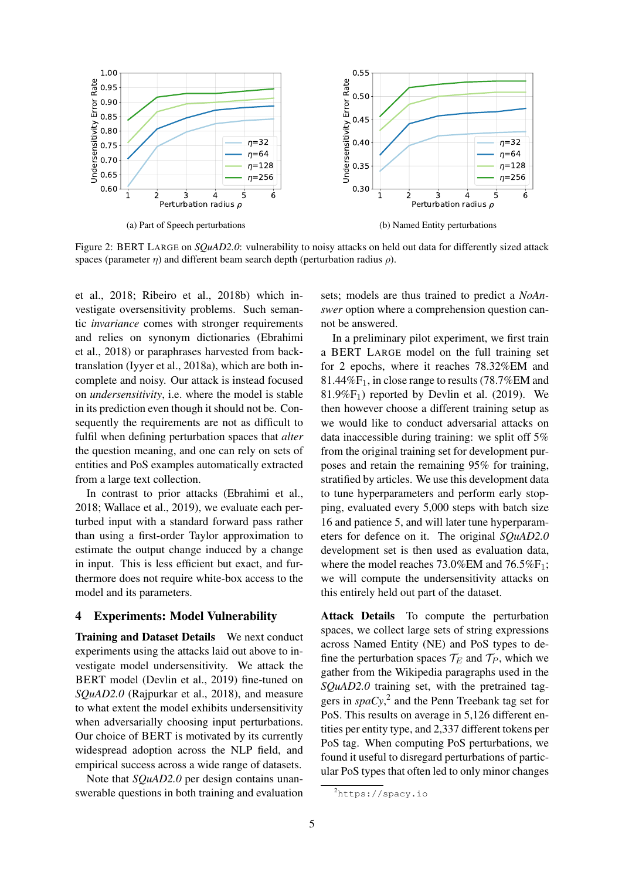(a) Part of Speech perturbations

(b) Named Entity perturbations

Figure 2: BERT LARGE on *SQuAD2.0*: vulnerability to noisy attacks on held out data for differently sized attack spaces (parameter $\eta$) and different beam search depth (perturbation radius $\rho$).

et al., 2018; Ribeiro et al., 2018b) which investigate oversensitivity problems. Such semantic *invariance* comes with stronger requirements and relies on synonym dictionaries (Ebrahimi et al., 2018) or paraphrases harvested from back-translation (Iyyer et al., 2018a), which are both incomplete and noisy. Our attack is instead focused on *undersensitivity*, i.e. where the model is stable in its prediction even though it should not be. Consequently the requirements are not as difficult to fulfil when defining perturbation spaces that *alter* the question meaning, and one can rely on sets of entities and PoS examples automatically extracted from a large text collection.

In contrast to prior attacks (Ebrahimi et al., 2018; Wallace et al., 2019), we evaluate each perturbed input with a standard forward pass rather than using a first-order Taylor approximation to estimate the output change induced by a change in input. This is less efficient but exact, and furthermore does not require white-box access to the model and its parameters.

## 4 Experiments: Model Vulnerability

**Training and Dataset Details** We next conduct experiments using the attacks laid out above to investigate model undersensitivity. We attack the BERT model (Devlin et al., 2019) fine-tuned on *SQuAD2.0* (Rajpurkar et al., 2018), and measure to what extent the model exhibits undersensitivity when adversarially choosing input perturbations. Our choice of BERT is motivated by its currently widespread adoption across the NLP field, and empirical success across a wide range of datasets.

Note that *SQuAD2.0* per design contains unanswerable questions in both training and evaluation sets; models are thus trained to predict a *NoAnswer* option where a comprehension question cannot be answered.

In a preliminary pilot experiment, we first train a BERT LARGE model on the full training set for 2 epochs, where it reaches 78.32%EM and 81.44%$F_1$, in close range to results (78.7%EM and 81.9%$F_1$) reported by Devlin et al. (2019). We then however choose a different training setup as we would like to conduct adversarial attacks on data inaccessible during training: we split off 5% from the original training set for development purposes and retain the remaining 95% for training, stratified by articles. We use this development data to tune hyperparameters and perform early stopping, evaluated every 5,000 steps with batch size 16 and patience 5, and will later tune hyperparameters for defence on it. The original *SQuAD2.0* development set is then used as evaluation data, where the model reaches 73.0%EM and 76.5%$F_1$; we will compute the undersensitivity attacks on this entirely held out part of the dataset.

**Attack Details** To compute the perturbation spaces, we collect large sets of string expressions across Named Entity (NE) and PoS types to define the perturbation spaces $\mathcal{T}_E$ and $\mathcal{T}_P$, which we gather from the Wikipedia paragraphs used in the *SQuAD2.0* training set, with the pretrained taggers in *spaCy*,[2] and the Penn Treebank tag set for PoS. This results on average in 5,126 different entities per entity type, and 2,337 different tokens per PoS tag. When computing PoS perturbations, we found it useful to disregard perturbations of particular PoS types that often led to only minor changes

[2] https://spacy.io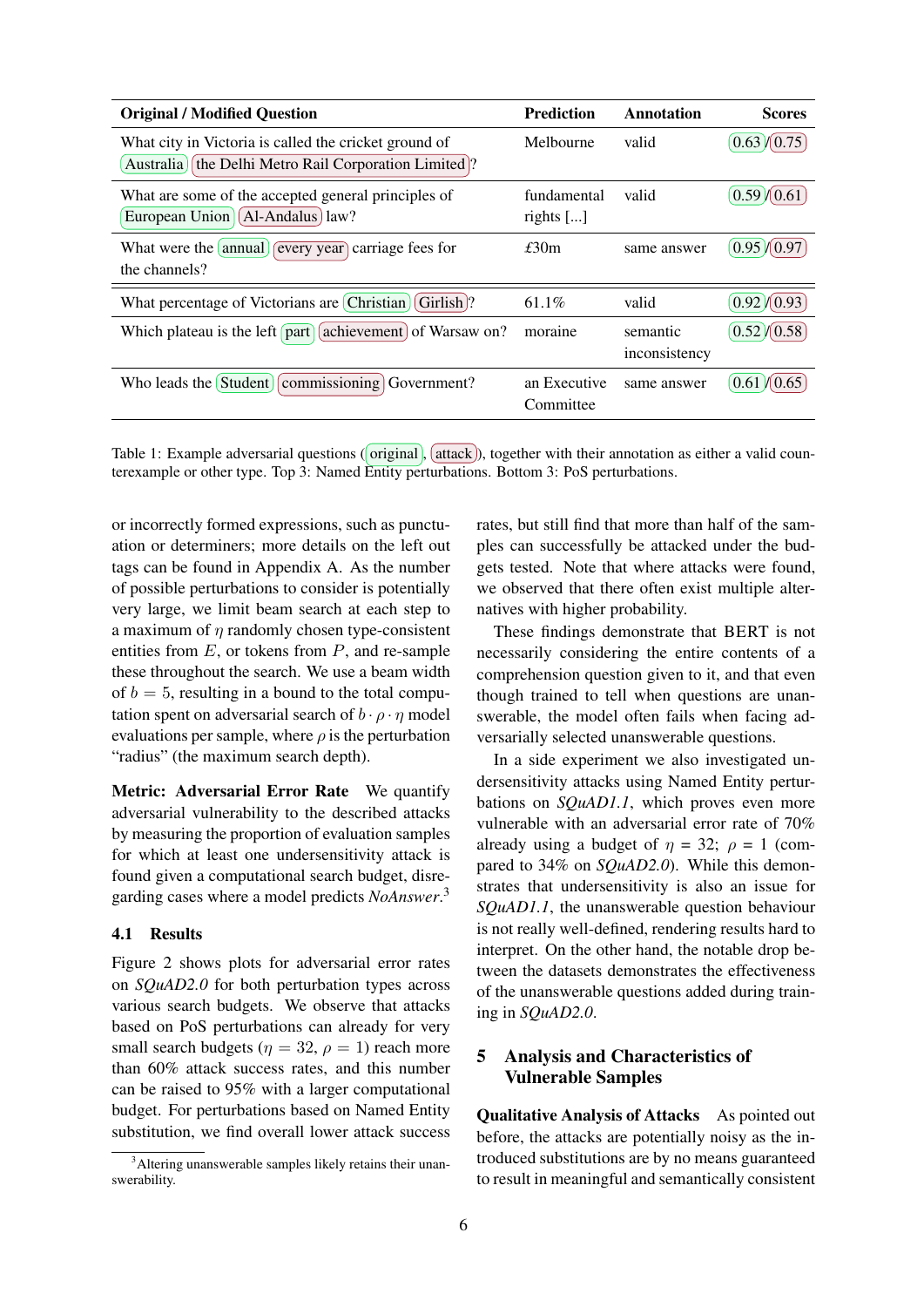| Original / Modified Question | Prediction | Annotation | Scores |
| --- | --- | --- | --- |
| What city in Victoria is called the cricket ground of [Australia] [the Delhi Metro Rail Corporation Limited]? | Melbourne | valid | 0.63 / 0.75 |
| What are some of the accepted general principles of [European Union] [Al-Andalus] law? | fundamental rights [...] | valid | 0.59 / 0.61 |
| What were the [annual] [every year] carriage fees for the channels? | £30m | same answer | 0.95 / 0.97 |
| What percentage of Victorians are [Christian] [Girlish]? | 61.1% | valid | 0.92 / 0.93 |
| Which plateau is the left [part] [achievement] of Warsaw on? | moraine | semantic inconsistency | 0.52 / 0.58 |
| Who leads the [Student] [commissioning] Government? | an Executive Committee | same answer | 0.61 / 0.65 |

Table 1: Example adversarial questions ([original], [attack]), together with their annotation as either a valid counterexample or other type. Top 3: Named Entity perturbations. Bottom 3: PoS perturbations.

or incorrectly formed expressions, such as punctuation or determiners; more details on the left out tags can be found in Appendix A. As the number of possible perturbations to consider is potentially very large, we limit beam search at each step to a maximum of $\eta$ randomly chosen type-consistent entities from $E$, or tokens from $P$, and re-sample these throughout the search. We use a beam width of $b = 5$, resulting in a bound to the total computation spent on adversarial search of $b \cdot \rho \cdot \eta$ model evaluations per sample, where $\rho$ is the perturbation "radius" (the maximum search depth).

**Metric: Adversarial Error Rate** We quantify adversarial vulnerability to the described attacks by measuring the proportion of evaluation samples for which at least one undersensitivity attack is found given a computational search budget, disregarding cases where a model predicts *NoAnswer*.[3]

### 4.1 Results

Figure 2 shows plots for adversarial error rates on *SQuAD2.0* for both perturbation types across various search budgets. We observe that attacks based on PoS perturbations can already for very small search budgets ($\eta = 32$, $\rho = 1$) reach more than 60% attack success rates, and this number can be raised to 95% with a larger computational budget. For perturbations based on Named Entity substitution, we find overall lower attack success rates, but still find that more than half of the samples can successfully be attacked under the budgets tested. Note that where attacks were found, we observed that there often exist multiple alternatives with higher probability.

These findings demonstrate that BERT is not necessarily considering the entire contents of a comprehension question given to it, and that even though trained to tell when questions are unanswerable, the model often fails when facing adversarially selected unanswerable questions.

In a side experiment we also investigated undersensitivity attacks using Named Entity perturbations on *SQuAD1.1*, which proves even more vulnerable with an adversarial error rate of 70% already using a budget of $\eta$ = 32; $\rho$ = 1 (compared to 34% on *SQuAD2.0*). While this demonstrates that undersensitivity is also an issue for *SQuAD1.1*, the unanswerable question behaviour is not really well-defined, rendering results hard to interpret. On the other hand, the notable drop between the datasets demonstrates the effectiveness of the unanswerable questions added during training in *SQuAD2.0*.

## 5 Analysis and Characteristics of Vulnerable Samples

**Qualitative Analysis of Attacks** As pointed out before, the attacks are potentially noisy as the introduced substitutions are by no means guaranteed to result in meaningful and semantically consistent

[3] Altering unanswerable samples likely retains their unanswerability.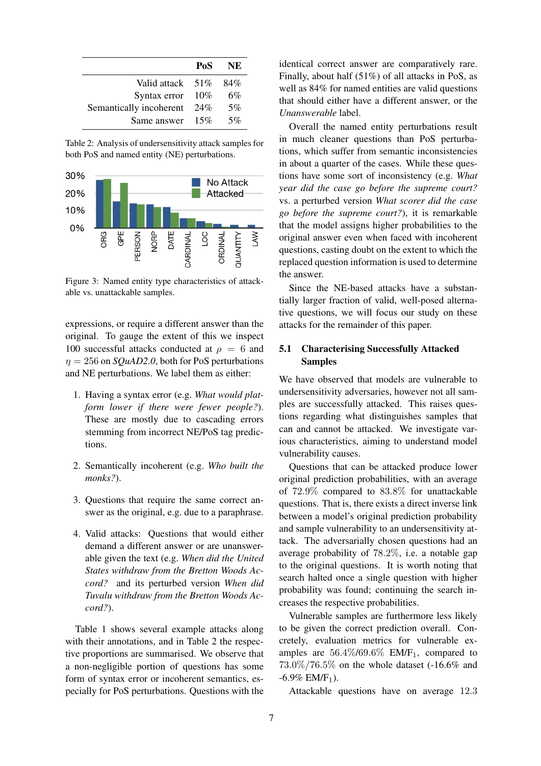|  | PoS | NE |
|---|---|---|
| Valid attack | 51% | 84% |
| Syntax error | 10% | 6% |
| Semantically incoherent | 24% | 5% |
| Same answer | 15% | 5% |

Table 2: Analysis of undersensitivity attack samples for both PoS and named entity (NE) perturbations.

Figure 3: Named entity type characteristics of attackable vs. unattackable samples.

expressions, or require a different answer than the original. To gauge the extent of this we inspect 100 successful attacks conducted at $\rho = 6$ and $\eta = 256$ on *SQuAD2.0*, both for PoS perturbations and NE perturbations. We label them as either:

1. Having a syntax error (e.g. *What would platform lower if there were fewer people?*). These are mostly due to cascading errors stemming from incorrect NE/PoS tag predictions.

2. Semantically incoherent (e.g. *Who built the monks?*).

3. Questions that require the same correct answer as the original, e.g. due to a paraphrase.

4. Valid attacks: Questions that would either demand a different answer or are unanswerable given the text (e.g. *When did the United States withdraw from the Bretton Woods Accord?* and its perturbed version *When did Tuvalu withdraw from the Bretton Woods Accord?*).

Table 1 shows several example attacks along with their annotations, and in Table 2 the respective proportions are summarised. We observe that a non-negligible portion of questions has some form of syntax error or incoherent semantics, especially for PoS perturbations. Questions with the identical correct answer are comparatively rare. Finally, about half (51%) of all attacks in PoS, as well as 84% for named entities are valid questions that should either have a different answer, or the *Unanswerable* label.

Overall the named entity perturbations result in much cleaner questions than PoS perturbations, which suffer from semantic inconsistencies in about a quarter of the cases. While these questions have some sort of inconsistency (e.g. *What year did the case go before the supreme court?* vs. a perturbed version *What scorer did the case go before the supreme court?*), it is remarkable that the model assigns higher probabilities to the original answer even when faced with incoherent questions, casting doubt on the extent to which the replaced question information is used to determine the answer.

Since the NE-based attacks have a substantially larger fraction of valid, well-posed alternative questions, we will focus our study on these attacks for the remainder of this paper.

## 5.1 Characterising Successfully Attacked Samples

We have observed that models are vulnerable to undersensitivity adversaries, however not all samples are successfully attacked. This raises questions regarding what distinguishes samples that can and cannot be attacked. We investigate various characteristics, aiming to understand model vulnerability causes.

Questions that can be attacked produce lower original prediction probabilities, with an average of 72.9% compared to 83.8% for unattackable questions. That is, there exists a direct inverse link between a model's original prediction probability and sample vulnerability to an undersensitivity attack. The adversarially chosen questions had an average probability of 78.2%, i.e. a notable gap to the original questions. It is worth noting that search halted once a single question with higher probability was found; continuing the search increases the respective probabilities.

Vulnerable samples are furthermore less likely to be given the correct prediction overall. Concretely, evaluation metrics for vulnerable examples are 56.4%/69.6% EM/$F_1$, compared to 73.0%/76.5% on the whole dataset (-16.6% and -6.9% EM/$F_1$).

Attackable questions have on average 12.3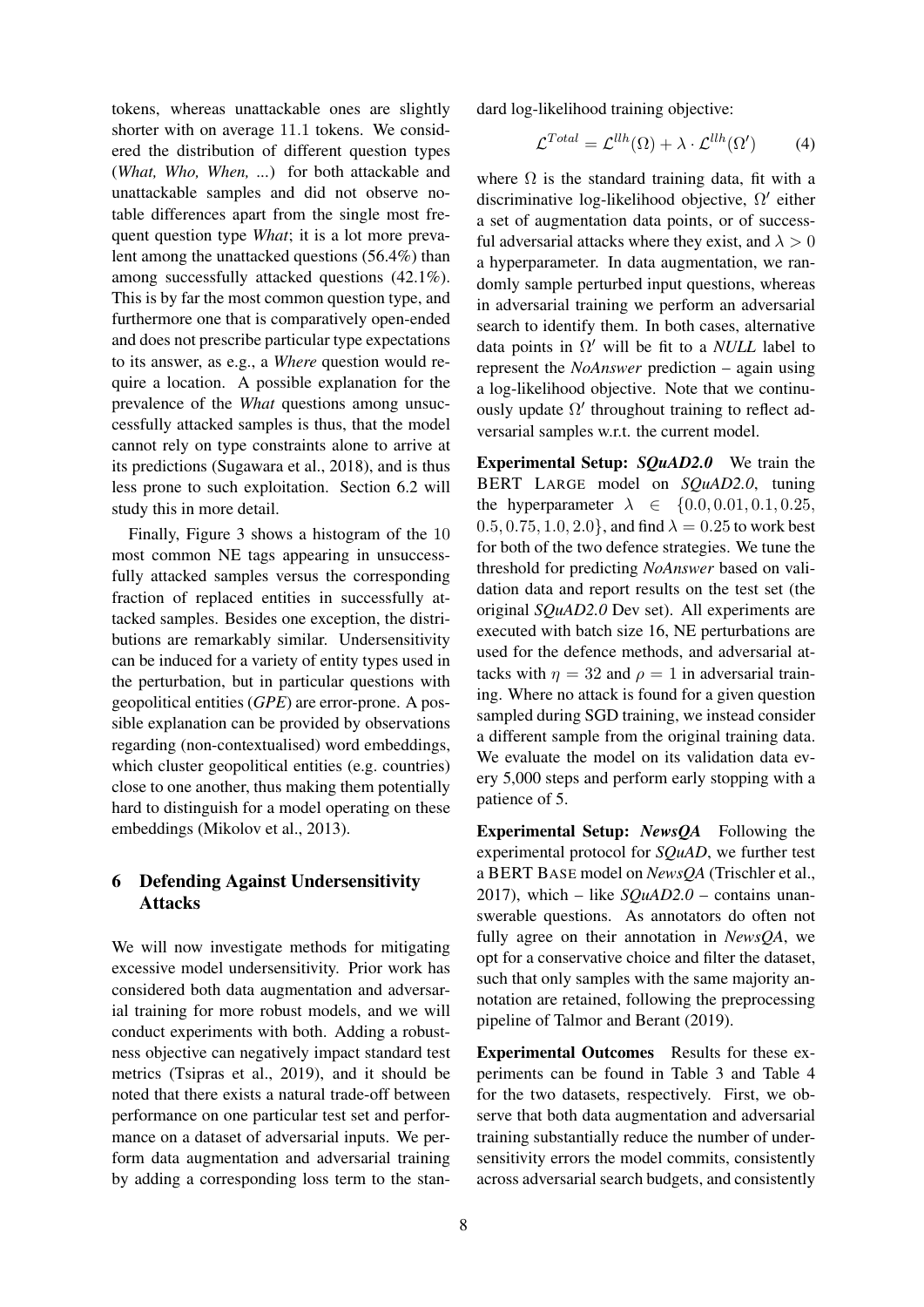tokens, whereas unattackable ones are slightly shorter with on average 11.1 tokens. We considered the distribution of different question types (*What, Who, When, ...*) for both attackable and unattackable samples and did not observe notable differences apart from the single most frequent question type *What*; it is a lot more prevalent among the unattacked questions (56.4%) than among successfully attacked questions (42.1%). This is by far the most common question type, and furthermore one that is comparatively open-ended and does not prescribe particular type expectations to its answer, as e.g., a *Where* question would require a location. A possible explanation for the prevalence of the *What* questions among unsuccessfully attacked samples is thus, that the model cannot rely on type constraints alone to arrive at its predictions (Sugawara et al., 2018), and is thus less prone to such exploitation. Section 6.2 will study this in more detail.

Finally, Figure 3 shows a histogram of the 10 most common NE tags appearing in unsuccessfully attacked samples versus the corresponding fraction of replaced entities in successfully attacked samples. Besides one exception, the distributions are remarkably similar. Undersensitivity can be induced for a variety of entity types used in the perturbation, but in particular questions with geopolitical entities (*GPE*) are error-prone. A possible explanation can be provided by observations regarding (non-contextualised) word embeddings, which cluster geopolitical entities (e.g. countries) close to one another, thus making them potentially hard to distinguish for a model operating on these embeddings (Mikolov et al., 2013).

## 6 Defending Against Undersensitivity Attacks

We will now investigate methods for mitigating excessive model undersensitivity. Prior work has considered both data augmentation and adversarial training for more robust models, and we will conduct experiments with both. Adding a robustness objective can negatively impact standard test metrics (Tsipras et al., 2019), and it should be noted that there exists a natural trade-off between performance on one particular test set and performance on a dataset of adversarial inputs. We perform data augmentation and adversarial training by adding a corresponding loss term to the standard log-likelihood training objective:

$$\mathcal{L}^{Total} = \mathcal{L}^{llh}(\Omega) + \lambda \cdot \mathcal{L}^{llh}(\Omega') \qquad (4)$$

where $\Omega$ is the standard training data, fit with a discriminative log-likelihood objective, $\Omega'$ either a set of augmentation data points, or of successful adversarial attacks where they exist, and $\lambda > 0$ a hyperparameter. In data augmentation, we randomly sample perturbed input questions, whereas in adversarial training we perform an adversarial search to identify them. In both cases, alternative data points in $\Omega'$ will be fit to a *NULL* label to represent the *NoAnswer* prediction – again using a log-likelihood objective. Note that we continuously update $\Omega'$ throughout training to reflect adversarial samples w.r.t. the current model.

**Experimental Setup: *SQuAD2.0*** We train the BERT LARGE model on *SQuAD2.0*, tuning the hyperparameter $\lambda \in \{0.0, 0.01, 0.1, 0.25, 0.5, 0.75, 1.0, 2.0\}$, and find $\lambda = 0.25$ to work best for both of the two defence strategies. We tune the threshold for predicting *NoAnswer* based on validation data and report results on the test set (the original *SQuAD2.0* Dev set). All experiments are executed with batch size 16, NE perturbations are used for the defence methods, and adversarial attacks with $\eta = 32$ and $\rho = 1$ in adversarial training. Where no attack is found for a given question sampled during SGD training, we instead consider a different sample from the original training data. We evaluate the model on its validation data every 5,000 steps and perform early stopping with a patience of 5.

**Experimental Setup: *NewsQA*** Following the experimental protocol for *SQuAD*, we further test a BERT BASE model on *NewsQA* (Trischler et al., 2017), which – like *SQuAD2.0* – contains unanswerable questions. As annotators do often not fully agree on their annotation in *NewsQA*, we opt for a conservative choice and filter the dataset, such that only samples with the same majority annotation are retained, following the preprocessing pipeline of Talmor and Berant (2019).

**Experimental Outcomes** Results for these experiments can be found in Table 3 and Table 4 for the two datasets, respectively. First, we observe that both data augmentation and adversarial training substantially reduce the number of undersensitivity errors the model commits, consistently across adversarial search budgets, and consistently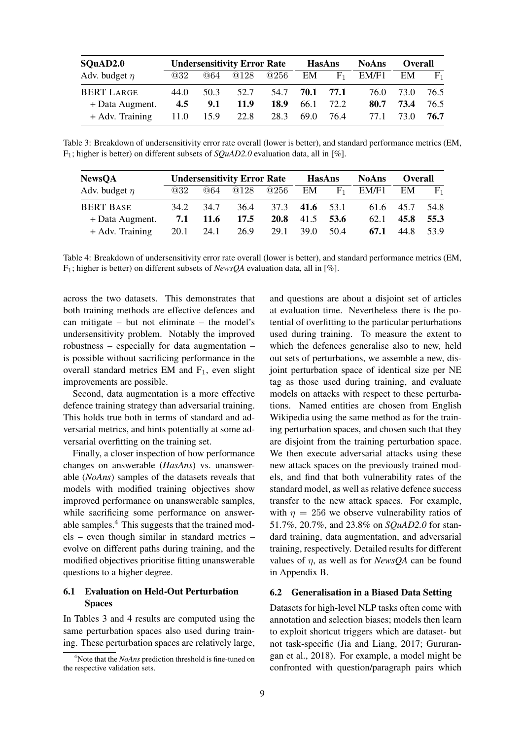| SQuAD2.0 | Undersensitivity Error Rate | | | | HasAns | | NoAns | Overall | |
|---|---|---|---|---|---|---|---|---|---|
| Adv. budget $\eta$ | @32 | @64 | @128 | @256 | EM | $F_1$ | EM/F1 | EM | $F_1$ |
| BERT LARGE | 44.0 | 50.3 | 52.7 | 54.7 | **70.1** | **77.1** | 76.0 | 73.0 | 76.5 |
| + Data Augment. | **4.5** | **9.1** | **11.9** | **18.9** | 66.1 | 72.2 | **80.7** | **73.4** | 76.5 |
| + Adv. Training | 11.0 | 15.9 | 22.8 | 28.3 | 69.0 | 76.4 | 77.1 | 73.0 | **76.7** |

Table 3: Breakdown of undersensitivity error rate overall (lower is better), and standard performance metrics (EM, $F_1$; higher is better) on different subsets of *SQuAD2.0* evaluation data, all in [%].

| NewsQA | Undersensitivity Error Rate | | | | HasAns | | NoAns | Overall | |
|---|---|---|---|---|---|---|---|---|---|
| Adv. budget $\eta$ | @32 | @64 | @128 | @256 | EM | $F_1$ | EM/F1 | EM | $F_1$ |
| BERT BASE | 34.2 | 34.7 | 36.4 | 37.3 | **41.6** | 53.1 | 61.6 | 45.7 | 54.8 |
| + Data Augment. | **7.1** | **11.6** | **17.5** | **20.8** | 41.5 | **53.6** | 62.1 | **45.8** | **55.3** |
| + Adv. Training | 20.1 | 24.1 | 26.9 | 29.1 | 39.0 | 50.4 | **67.1** | 44.8 | 53.9 |

Table 4: Breakdown of undersensitivity error rate overall (lower is better), and standard performance metrics (EM, $F_1$; higher is better) on different subsets of *NewsQA* evaluation data, all in [%].

across the two datasets. This demonstrates that both training methods are effective defences and can mitigate – but not eliminate – the model's undersensitivity problem. Notably the improved robustness – especially for data augmentation – is possible without sacrificing performance in the overall standard metrics EM and $F_1$, even slight improvements are possible.

Second, data augmentation is a more effective defence training strategy than adversarial training. This holds true both in terms of standard and adversarial metrics, and hints potentially at some adversarial overfitting on the training set.

Finally, a closer inspection of how performance changes on answerable (*HasAns*) vs. unanswerable (*NoAns*) samples of the datasets reveals that models with modified training objectives show improved performance on unanswerable samples, while sacrificing some performance on answerable samples.[4] This suggests that the trained models – even though similar in standard metrics – evolve on different paths during training, and the modified objectives prioritise fitting unanswerable questions to a higher degree.

### 6.1 Evaluation on Held-Out Perturbation Spaces

In Tables 3 and 4 results are computed using the same perturbation spaces also used during training. These perturbation spaces are relatively large, and questions are about a disjoint set of articles at evaluation time. Nevertheless there is the potential of overfitting to the particular perturbations used during training. To measure the extent to which the defences generalise also to new, held out sets of perturbations, we assemble a new, disjoint perturbation space of identical size per NE tag as those used during training, and evaluate models on attacks with respect to these perturbations. Named entities are chosen from English Wikipedia using the same method as for the training perturbation spaces, and chosen such that they are disjoint from the training perturbation space. We then execute adversarial attacks using these new attack spaces on the previously trained models, and find that both vulnerability rates of the standard model, as well as relative defence success transfer to the new attack spaces. For example, with $\eta = 256$ we observe vulnerability ratios of 51.7%, 20.7%, and 23.8% on *SQuAD2.0* for standard training, data augmentation, and adversarial training, respectively. Detailed results for different values of $\eta$, as well as for *NewsQA* can be found in Appendix B.

### 6.2 Generalisation in a Biased Data Setting

Datasets for high-level NLP tasks often come with annotation and selection biases; models then learn to exploit shortcut triggers which are dataset- but not task-specific (Jia and Liang, 2017; Gururangan et al., 2018). For example, a model might be confronted with question/paragraph pairs which

[4] Note that the *NoAns* prediction threshold is fine-tuned on the respective validation sets.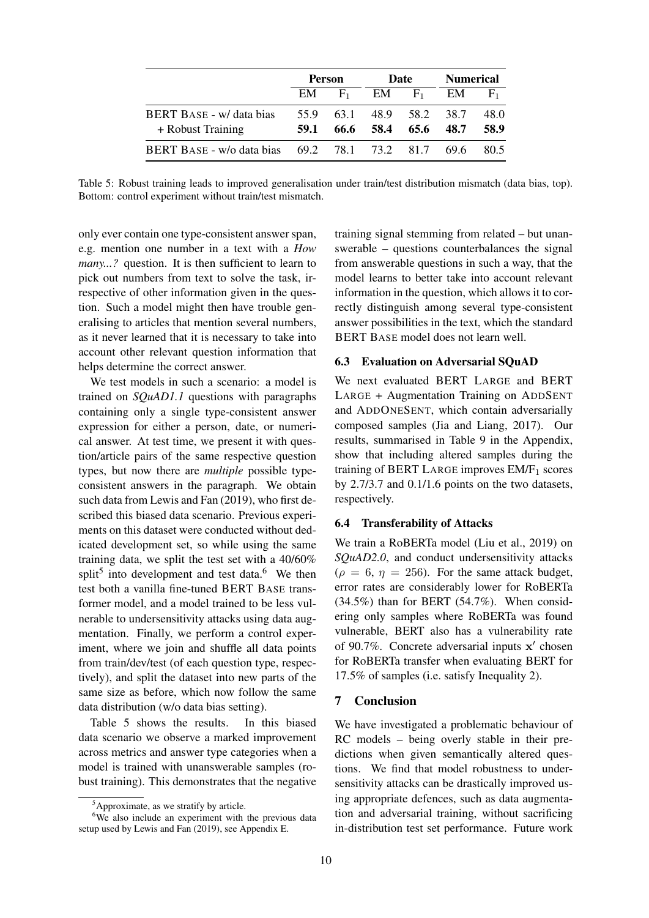| | Person | | Date | | Numerical | |
|---|---|---|---|---|---|---|
| | EM | $F_1$ | EM | $F_1$ | EM | $F_1$ |
| BERT BASE - w/ data bias | 55.9 | 63.1 | 48.9 | 58.2 | 38.7 | 48.0 |
| + Robust Training | **59.1** | **66.6** | **58.4** | **65.6** | **48.7** | **58.9** |
| BERT BASE - w/o data bias | 69.2 | 78.1 | 73.2 | 81.7 | 69.6 | 80.5 |

Table 5: Robust training leads to improved generalisation under train/test distribution mismatch (data bias, top). Bottom: control experiment without train/test mismatch.

only ever contain one type-consistent answer span, e.g. mention one number in a text with a *How many...?* question. It is then sufficient to learn to pick out numbers from text to solve the task, irrespective of other information given in the question. Such a model might then have trouble generalising to articles that mention several numbers, as it never learned that it is necessary to take into account other relevant question information that helps determine the correct answer.

We test models in such a scenario: a model is trained on *SQuAD1.1* questions with paragraphs containing only a single type-consistent answer expression for either a person, date, or numerical answer. At test time, we present it with question/article pairs of the same respective question types, but now there are *multiple* possible type-consistent answers in the paragraph. We obtain such data from Lewis and Fan (2019), who first described this biased data scenario. Previous experiments on this dataset were conducted without dedicated development set, so while using the same training data, we split the test set with a 40/60% split[5] into development and test data.[6] We then test both a vanilla fine-tuned BERT BASE transformer model, and a model trained to be less vulnerable to undersensitivity attacks using data augmentation. Finally, we perform a control experiment, where we join and shuffle all data points from train/dev/test (of each question type, respectively), and split the dataset into new parts of the same size as before, which now follow the same data distribution (w/o data bias setting).

Table 5 shows the results. In this biased data scenario we observe a marked improvement across metrics and answer type categories when a model is trained with unanswerable samples (robust training). This demonstrates that the negative training signal stemming from related – but unanswerable – questions counterbalances the signal from answerable questions in such a way, that the model learns to better take into account relevant information in the question, which allows it to correctly distinguish among several type-consistent answer possibilities in the text, which the standard BERT BASE model does not learn well.

### 6.3 Evaluation on Adversarial SQuAD

We next evaluated BERT LARGE and BERT LARGE + Augmentation Training on ADDSENT and ADDONESENT, which contain adversarially composed samples (Jia and Liang, 2017). Our results, summarised in Table 9 in the Appendix, show that including altered samples during the training of BERT LARGE improves EM/$F_1$ scores by 2.7/3.7 and 0.1/1.6 points on the two datasets, respectively.

### 6.4 Transferability of Attacks

We train a RoBERTa model (Liu et al., 2019) on *SQuAD2.0*, and conduct undersensitivity attacks ($\rho = 6$, $\eta = 256$). For the same attack budget, error rates are considerably lower for RoBERTa (34.5%) than for BERT (54.7%). When considering only samples where RoBERTa was found vulnerable, BERT also has a vulnerability rate of 90.7%. Concrete adversarial inputs $\mathbf{x}'$ chosen for RoBERTa transfer when evaluating BERT for 17.5% of samples (i.e. satisfy Inequality 2).

## 7 Conclusion

We have investigated a problematic behaviour of RC models – being overly stable in their predictions when given semantically altered questions. We find that model robustness to undersensitivity attacks can be drastically improved using appropriate defences, such as data augmentation and adversarial training, without sacrificing in-distribution test set performance. Future work

[5] Approximate, as we stratify by article.

[6] We also include an experiment with the previous data setup used by Lewis and Fan (2019), see Appendix E.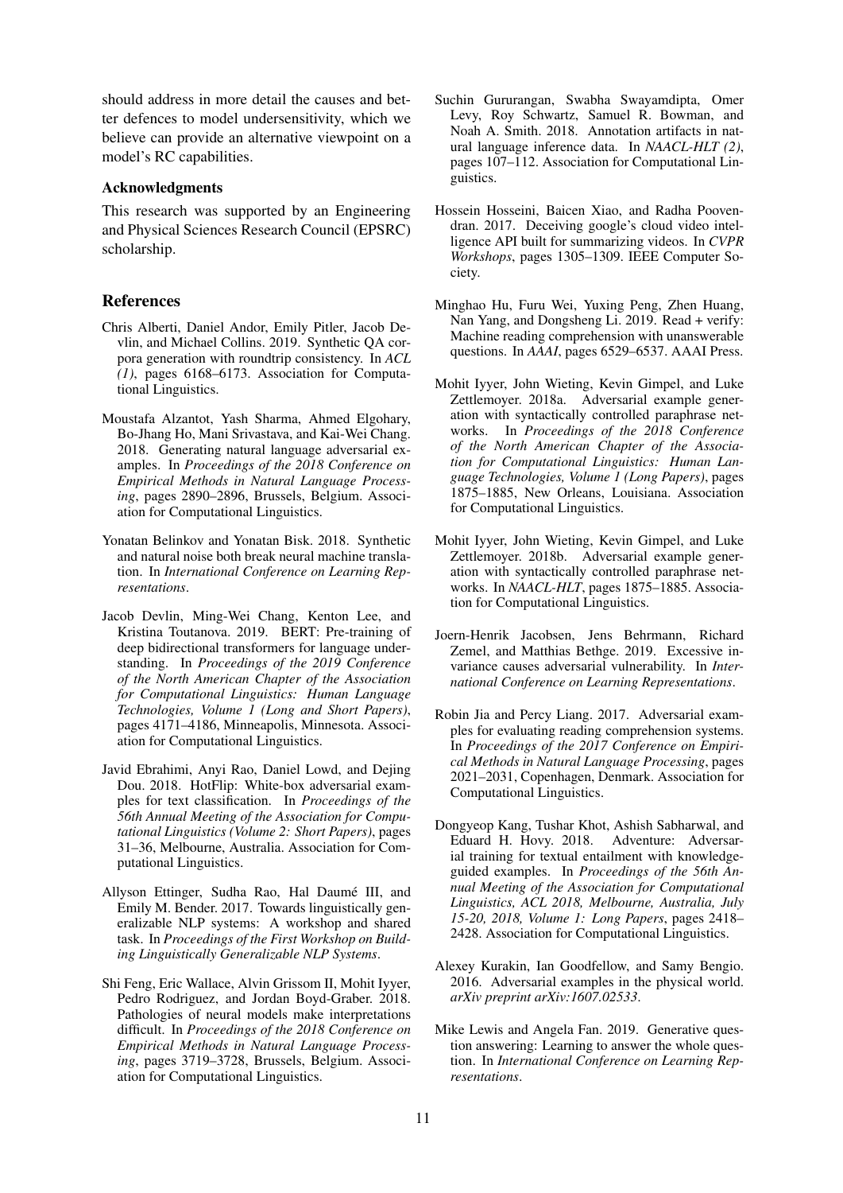should address in more detail the causes and better defences to model undersensitivity, which we believe can provide an alternative viewpoint on a model's RC capabilities.

### Acknowledgments

This research was supported by an Engineering and Physical Sciences Research Council (EPSRC) scholarship.

## References

Chris Alberti, Daniel Andor, Emily Pitler, Jacob Devlin, and Michael Collins. 2019. Synthetic QA corpora generation with roundtrip consistency. In *ACL (1)*, pages 6168–6173. Association for Computational Linguistics.

Moustafa Alzantot, Yash Sharma, Ahmed Elgohary, Bo-Jhang Ho, Mani Srivastava, and Kai-Wei Chang. 2018. Generating natural language adversarial examples. In *Proceedings of the 2018 Conference on Empirical Methods in Natural Language Processing*, pages 2890–2896, Brussels, Belgium. Association for Computational Linguistics.

Yonatan Belinkov and Yonatan Bisk. 2018. Synthetic and natural noise both break neural machine translation. In *International Conference on Learning Representations*.

Jacob Devlin, Ming-Wei Chang, Kenton Lee, and Kristina Toutanova. 2019. BERT: Pre-training of deep bidirectional transformers for language understanding. In *Proceedings of the 2019 Conference of the North American Chapter of the Association for Computational Linguistics: Human Language Technologies, Volume 1 (Long and Short Papers)*, pages 4171–4186, Minneapolis, Minnesota. Association for Computational Linguistics.

Javid Ebrahimi, Anyi Rao, Daniel Lowd, and Dejing Dou. 2018. HotFlip: White-box adversarial examples for text classification. In *Proceedings of the 56th Annual Meeting of the Association for Computational Linguistics (Volume 2: Short Papers)*, pages 31–36, Melbourne, Australia. Association for Computational Linguistics.

Allyson Ettinger, Sudha Rao, Hal Daumé III, and Emily M. Bender. 2017. Towards linguistically generalizable NLP systems: A workshop and shared task. In *Proceedings of the First Workshop on Building Linguistically Generalizable NLP Systems*.

Shi Feng, Eric Wallace, Alvin Grissom II, Mohit Iyyer, Pedro Rodriguez, and Jordan Boyd-Graber. 2018. Pathologies of neural models make interpretations difficult. In *Proceedings of the 2018 Conference on Empirical Methods in Natural Language Processing*, pages 3719–3728, Brussels, Belgium. Association for Computational Linguistics.

Suchin Gururangan, Swabha Swayamdipta, Omer Levy, Roy Schwartz, Samuel R. Bowman, and Noah A. Smith. 2018. Annotation artifacts in natural language inference data. In *NAACL-HLT (2)*, pages 107–112. Association for Computational Linguistics.

Hossein Hosseini, Baicen Xiao, and Radha Poovendran. 2017. Deceiving google's cloud video intelligence API built for summarizing videos. In *CVPR Workshops*, pages 1305–1309. IEEE Computer Society.

Minghao Hu, Furu Wei, Yuxing Peng, Zhen Huang, Nan Yang, and Dongsheng Li. 2019. Read + verify: Machine reading comprehension with unanswerable questions. In *AAAI*, pages 6529–6537. AAAI Press.

Mohit Iyyer, John Wieting, Kevin Gimpel, and Luke Zettlemoyer. 2018a. Adversarial example generation with syntactically controlled paraphrase networks. In *Proceedings of the 2018 Conference of the North American Chapter of the Association for Computational Linguistics: Human Language Technologies, Volume 1 (Long Papers)*, pages 1875–1885, New Orleans, Louisiana. Association for Computational Linguistics.

Mohit Iyyer, John Wieting, Kevin Gimpel, and Luke Zettlemoyer. 2018b. Adversarial example generation with syntactically controlled paraphrase networks. In *NAACL-HLT*, pages 1875–1885. Association for Computational Linguistics.

Joern-Henrik Jacobsen, Jens Behrmann, Richard Zemel, and Matthias Bethge. 2019. Excessive invariance causes adversarial vulnerability. In *International Conference on Learning Representations*.

Robin Jia and Percy Liang. 2017. Adversarial examples for evaluating reading comprehension systems. In *Proceedings of the 2017 Conference on Empirical Methods in Natural Language Processing*, pages 2021–2031, Copenhagen, Denmark. Association for Computational Linguistics.

Dongyeop Kang, Tushar Khot, Ashish Sabharwal, and Eduard H. Hovy. 2018. Adventure: Adversarial training for textual entailment with knowledge-guided examples. In *Proceedings of the 56th Annual Meeting of the Association for Computational Linguistics, ACL 2018, Melbourne, Australia, July 15-20, 2018, Volume 1: Long Papers*, pages 2418–2428. Association for Computational Linguistics.

Alexey Kurakin, Ian Goodfellow, and Samy Bengio. 2016. Adversarial examples in the physical world. *arXiv preprint arXiv:1607.02533*.

Mike Lewis and Angela Fan. 2019. Generative question answering: Learning to answer the whole question. In *International Conference on Learning Representations*.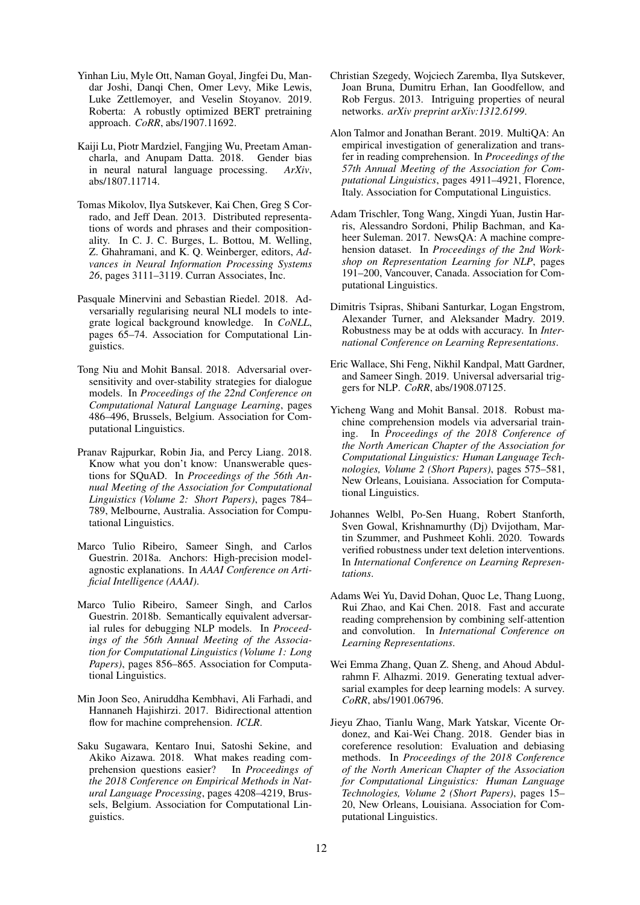Yinhan Liu, Myle Ott, Naman Goyal, Jingfei Du, Mandar Joshi, Danqi Chen, Omer Levy, Mike Lewis, Luke Zettlemoyer, and Veselin Stoyanov. 2019. Roberta: A robustly optimized BERT pretraining approach. *CoRR*, abs/1907.11692.

Kaiji Lu, Piotr Mardziel, Fangjing Wu, Preetam Amancharla, and Anupam Datta. 2018. Gender bias in neural natural language processing. *ArXiv*, abs/1807.11714.

Tomas Mikolov, Ilya Sutskever, Kai Chen, Greg S Corrado, and Jeff Dean. 2013. Distributed representations of words and phrases and their compositionality. In C. J. C. Burges, L. Bottou, M. Welling, Z. Ghahramani, and K. Q. Weinberger, editors, *Advances in Neural Information Processing Systems 26*, pages 3111–3119. Curran Associates, Inc.

Pasquale Minervini and Sebastian Riedel. 2018. Adversarially regularising neural NLI models to integrate logical background knowledge. In *CoNLL*, pages 65–74. Association for Computational Linguistics.

Tong Niu and Mohit Bansal. 2018. Adversarial oversensitivity and over-stability strategies for dialogue models. In *Proceedings of the 22nd Conference on Computational Natural Language Learning*, pages 486–496, Brussels, Belgium. Association for Computational Linguistics.

Pranav Rajpurkar, Robin Jia, and Percy Liang. 2018. Know what you don't know: Unanswerable questions for SQuAD. In *Proceedings of the 56th Annual Meeting of the Association for Computational Linguistics (Volume 2: Short Papers)*, pages 784–789, Melbourne, Australia. Association for Computational Linguistics.

Marco Tulio Ribeiro, Sameer Singh, and Carlos Guestrin. 2018a. Anchors: High-precision model-agnostic explanations. In *AAAI Conference on Artificial Intelligence (AAAI)*.

Marco Tulio Ribeiro, Sameer Singh, and Carlos Guestrin. 2018b. Semantically equivalent adversarial rules for debugging NLP models. In *Proceedings of the 56th Annual Meeting of the Association for Computational Linguistics (Volume 1: Long Papers)*, pages 856–865. Association for Computational Linguistics.

Min Joon Seo, Aniruddha Kembhavi, Ali Farhadi, and Hannaneh Hajishirzi. 2017. Bidirectional attention flow for machine comprehension. *ICLR*.

Saku Sugawara, Kentaro Inui, Satoshi Sekine, and Akiko Aizawa. 2018. What makes reading comprehension questions easier? In *Proceedings of the 2018 Conference on Empirical Methods in Natural Language Processing*, pages 4208–4219, Brussels, Belgium. Association for Computational Linguistics.

Christian Szegedy, Wojciech Zaremba, Ilya Sutskever, Joan Bruna, Dumitru Erhan, Ian Goodfellow, and Rob Fergus. 2013. Intriguing properties of neural networks. *arXiv preprint arXiv:1312.6199*.

Alon Talmor and Jonathan Berant. 2019. MultiQA: An empirical investigation of generalization and transfer in reading comprehension. In *Proceedings of the 57th Annual Meeting of the Association for Computational Linguistics*, pages 4911–4921, Florence, Italy. Association for Computational Linguistics.

Adam Trischler, Tong Wang, Xingdi Yuan, Justin Harris, Alessandro Sordoni, Philip Bachman, and Kaheer Suleman. 2017. NewsQA: A machine comprehension dataset. In *Proceedings of the 2nd Workshop on Representation Learning for NLP*, pages 191–200, Vancouver, Canada. Association for Computational Linguistics.

Dimitris Tsipras, Shibani Santurkar, Logan Engstrom, Alexander Turner, and Aleksander Madry. 2019. Robustness may be at odds with accuracy. In *International Conference on Learning Representations*.

Eric Wallace, Shi Feng, Nikhil Kandpal, Matt Gardner, and Sameer Singh. 2019. Universal adversarial triggers for NLP. *CoRR*, abs/1908.07125.

Yicheng Wang and Mohit Bansal. 2018. Robust machine comprehension models via adversarial training. In *Proceedings of the 2018 Conference of the North American Chapter of the Association for Computational Linguistics: Human Language Technologies, Volume 2 (Short Papers)*, pages 575–581, New Orleans, Louisiana. Association for Computational Linguistics.

Johannes Welbl, Po-Sen Huang, Robert Stanforth, Sven Gowal, Krishnamurthy (Dj) Dvijotham, Martin Szummer, and Pushmeet Kohli. 2020. Towards verified robustness under text deletion interventions. In *International Conference on Learning Representations*.

Adams Wei Yu, David Dohan, Quoc Le, Thang Luong, Rui Zhao, and Kai Chen. 2018. Fast and accurate reading comprehension by combining self-attention and convolution. In *International Conference on Learning Representations*.

Wei Emma Zhang, Quan Z. Sheng, and Ahoud Abdulrahmn F. Alhazmi. 2019. Generating textual adversarial examples for deep learning models: A survey. *CoRR*, abs/1901.06796.

Jieyu Zhao, Tianlu Wang, Mark Yatskar, Vicente Ordonez, and Kai-Wei Chang. 2018. Gender bias in coreference resolution: Evaluation and debiasing methods. In *Proceedings of the 2018 Conference of the North American Chapter of the Association for Computational Linguistics: Human Language Technologies, Volume 2 (Short Papers)*, pages 15–20, New Orleans, Louisiana. Association for Computational Linguistics.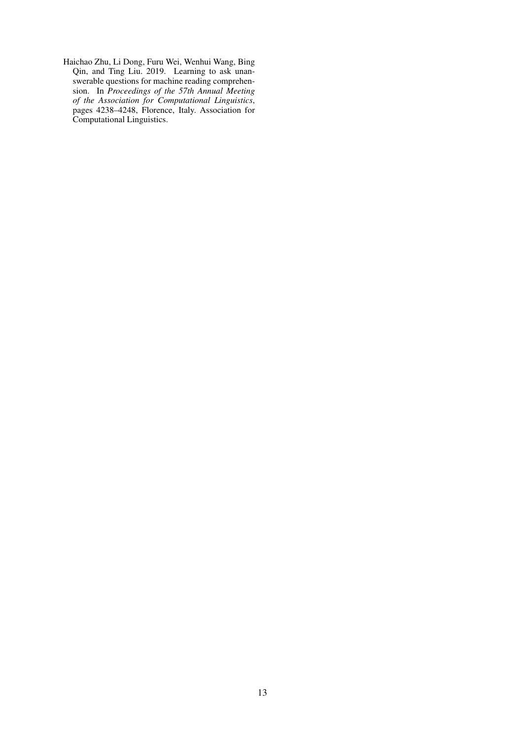Haichao Zhu, Li Dong, Furu Wei, Wenhui Wang, Bing Qin, and Ting Liu. 2019. Learning to ask unanswerable questions for machine reading comprehension. In *Proceedings of the 57th Annual Meeting of the Association for Computational Linguistics*, pages 4238–4248, Florence, Italy. Association for Computational Linguistics.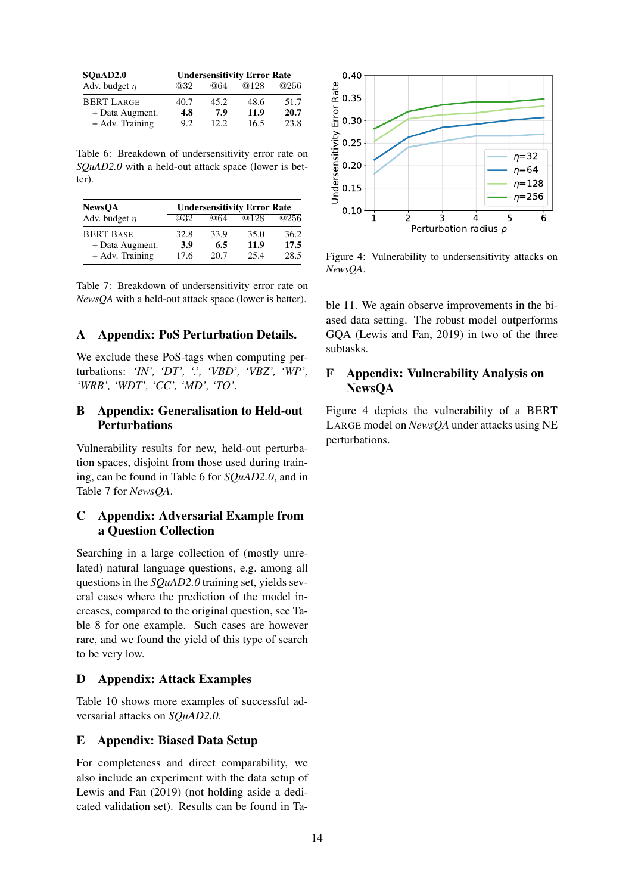| SQuAD2.0 | Undersensitivity Error Rate | | | |
|---|---|---|---|---|
| Adv. budget $\eta$ | @32 | @64 | @128 | @256 |
| BERT LARGE | 40.7 | 45.2 | 48.6 | 51.7 |
| + Data Augment. | **4.8** | **7.9** | **11.9** | **20.7** |
| + Adv. Training | 9.2 | 12.2 | 16.5 | 23.8 |

Table 6: Breakdown of undersensitivity error rate on *SQuAD2.0* with a held-out attack space (lower is better).

| NewsQA | Undersensitivity Error Rate | | | |
|---|---|---|---|---|
| Adv. budget $\eta$ | @32 | @64 | @128 | @256 |
| BERT BASE | 32.8 | 33.9 | 35.0 | 36.2 |
| + Data Augment. | **3.9** | **6.5** | **11.9** | **17.5** |
| + Adv. Training | 17.6 | 20.7 | 25.4 | 28.5 |

Table 7: Breakdown of undersensitivity error rate on *NewsQA* with a held-out attack space (lower is better).

## A Appendix: PoS Perturbation Details.

We exclude these PoS-tags when computing perturbations: *'IN', 'DT', '.', 'VBD', 'VBZ', 'WP', 'WRB', 'WDT', 'CC', 'MD', 'TO'*.

## B Appendix: Generalisation to Held-out Perturbations

Vulnerability results for new, held-out perturbation spaces, disjoint from those used during training, can be found in Table 6 for *SQuAD2.0*, and in Table 7 for *NewsQA*.

## C Appendix: Adversarial Example from a Question Collection

Searching in a large collection of (mostly unrelated) natural language questions, e.g. among all questions in the *SQuAD2.0* training set, yields several cases where the prediction of the model increases, compared to the original question, see Table 8 for one example. Such cases are however rare, and we found the yield of this type of search to be very low.

## D Appendix: Attack Examples

Table 10 shows more examples of successful adversarial attacks on *SQuAD2.0*.

## E Appendix: Biased Data Setup

For completeness and direct comparability, we also include an experiment with the data setup of Lewis and Fan (2019) (not holding aside a dedicated validation set). Results can be found in Table 11. We again observe improvements in the biased data setting. The robust model outperforms GQA (Lewis and Fan, 2019) in two of the three subtasks.

Figure 4: Vulnerability to undersensitivity attacks on *NewsQA*.

## F Appendix: Vulnerability Analysis on NewsQA

Figure 4 depicts the vulnerability of a BERT LARGE model on *NewsQA* under attacks using NE perturbations.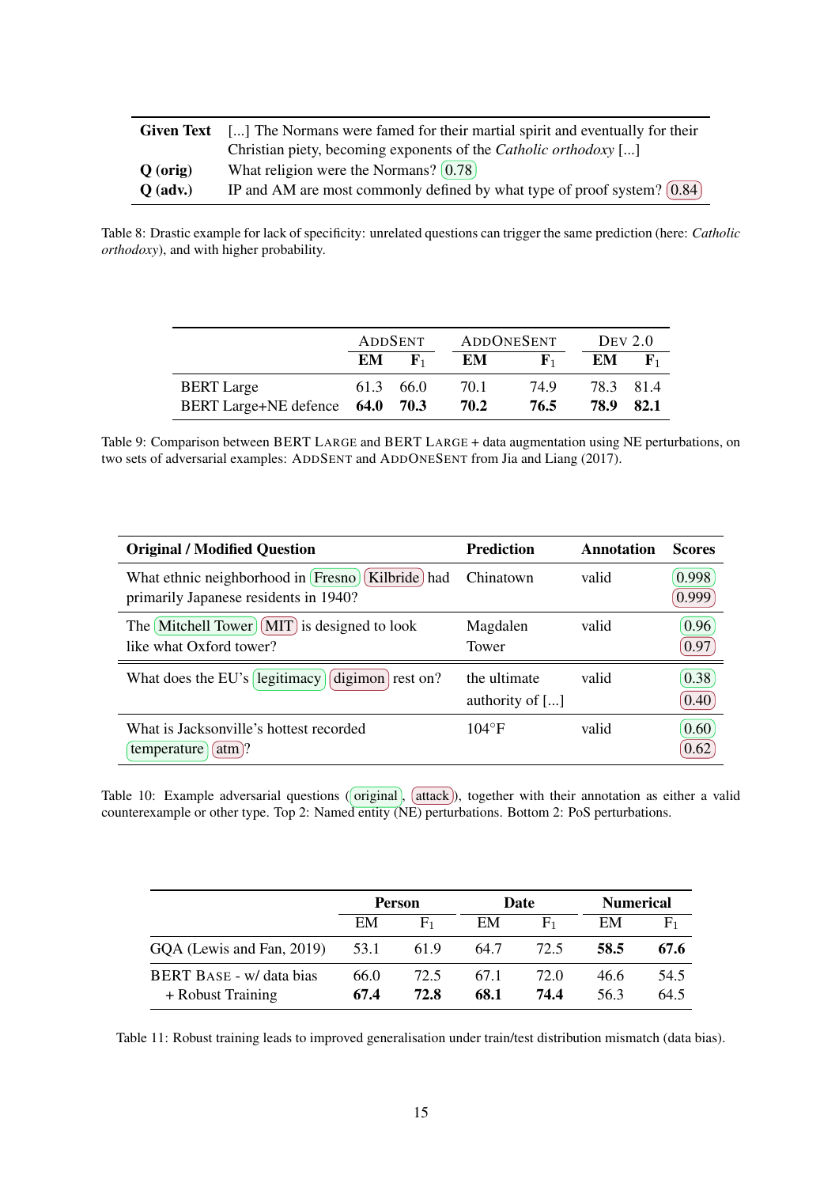| | |
|---|---|
| **Given Text** | [...] The Normans were famed for their martial spirit and eventually for their Christian piety, becoming exponents of the *Catholic orthodoxy* [...] |
| **Q (orig)** | What religion were the Normans? 0.78 |
| **Q (adv.)** | IP and AM are most commonly defined by what type of proof system? 0.84 |

Table 8: Drastic example for lack of specificity: unrelated questions can trigger the same prediction (here: *Catholic orthodoxy*), and with higher probability.

| | ADDSENT | | ADDONESENT | | DEV 2.0 | |
|---|---|---|---|---|---|---|
| | **EM** | $\mathbf{F_1}$ | **EM** | $\mathbf{F_1}$ | **EM** | $\mathbf{F_1}$ |
| BERT Large | 61.3 | 66.0 | 70.1 | 74.9 | 78.3 | 81.4 |
| BERT Large+NE defence | **64.0** | **70.3** | **70.2** | **76.5** | **78.9** | **82.1** |

Table 9: Comparison between BERT LARGE and BERT LARGE + data augmentation using NE perturbations, on two sets of adversarial examples: ADDSENT and ADDONESENT from Jia and Liang (2017).

| **Original / Modified Question** | **Prediction** | **Annotation** | **Scores** |
|---|---|---|---|
| What ethnic neighborhood in Fresno Kilbride had primarily Japanese residents in 1940? | Chinatown | valid | 0.998 0.999 |
| The Mitchell Tower MIT is designed to look like what Oxford tower? | Magdalen Tower | valid | 0.96 0.97 |
| What does the EU's legitimacy digimon rest on? | the ultimate authority of [...] | valid | 0.38 0.40 |
| What is Jacksonville's hottest recorded temperature atm? | 104°F | valid | 0.60 0.62 |

Table 10: Example adversarial questions (original, attack), together with their annotation as either a valid counterexample or other type. Top 2: Named entity (NE) perturbations. Bottom 2: PoS perturbations.

| | **Person** | | **Date** | | **Numerical** | |
|---|---|---|---|---|---|---|
| | EM | $F_1$ | EM | $F_1$ | EM | $F_1$ |
| GQA (Lewis and Fan, 2019) | 53.1 | 61.9 | 64.7 | 72.5 | **58.5** | **67.6** |
| BERT BASE - w/ data bias | 66.0 | 72.5 | 67.1 | 72.0 | 46.6 | 54.5 |
| + Robust Training | **67.4** | **72.8** | **68.1** | **74.4** | 56.3 | 64.5 |

Table 11: Robust training leads to improved generalisation under train/test distribution mismatch (data bias).